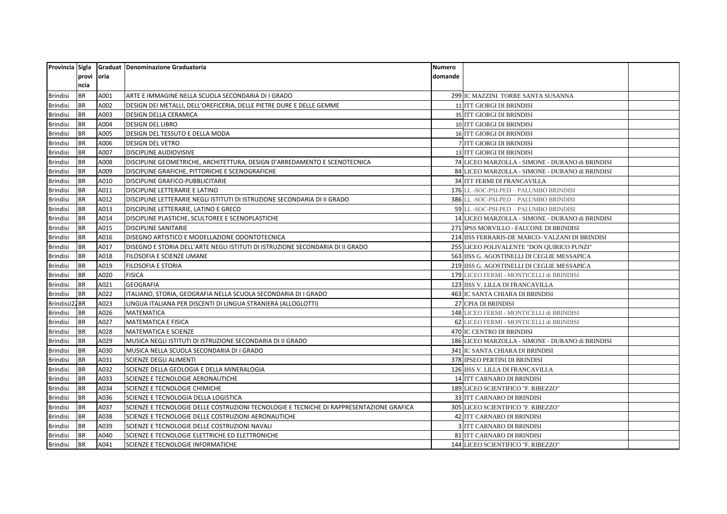| Provincia | Sigla provincia | Graduatoria | Denominazione Graduatoria | Numero domande | | |
|---|---|---|---|---|---|---|
| Brindisi | BR | A001 | ARTE E IMMAGINE NELLA SCUOLA SECONDARIA DI I GRADO | 299 | IC MAZZINI TORRE SANTA SUSANNA | |
| Brindisi | BR | A002 | DESIGN DEI METALLI, DELL'OREFICERIA, DELLE PIETRE DURE E DELLE GEMME | 11 | ITT GIORGI DI BRINDISI | |
| Brindisi | BR | A003 | DESIGN DELLA CERAMICA | 35 | ITT GIORGI DI BRINDISI | |
| Brindisi | BR | A004 | DESIGN DEL LIBRO | 10 | ITT GIORGI DI BRINDISI | |
| Brindisi | BR | A005 | DESIGN DEL TESSUTO E DELLA MODA | 16 | ITT GIORGI DI BRINDISI | |
| Brindisi | BR | A006 | DESIGN DEL VETRO | 7 | ITT GIORGI DI BRINDISI | |
| Brindisi | BR | A007 | DISCIPLINE AUDIOVISIVE | 13 | ITT GIORGI DI BRINDISI | |
| Brindisi | BR | A008 | DISCIPLINE GEOMETRICHE, ARCHITETTURA, DESIGN D'ARREDAMENTO E SCENOTECNICA | 74 | LICEO MARZOLLA - SIMONE - DURANO di BRINDISI | |
| Brindisi | BR | A009 | DISCIPLINE GRAFICHE, PITTORICHE E SCENOGRAFICHE | 84 | LICEO MARZOLLA - SIMONE - DURANO di BRINDISI | |
| Brindisi | BR | A010 | DISCIPLINE GRAFICO-PUBBLICITARIE | 34 | ITT FERMI DI FRANCAVILLA | |
| Brindisi | BR | A011 | DISCIPLINE LETTERARIE E LATINO | 176 | LL -SOC-PSI-PED – PALUMBO BRINDISI | |
| Brindisi | BR | A012 | DISCIPLINE LETTERARIE NEGLI ISTITUTI DI ISTRUZIONE SECONDARIA DI II GRADO | 386 | LL -SOC-PSI-PED – PALUMBO BRINDISI | |
| Brindisi | BR | A013 | DISCIPLINE LETTERARIE, LATINO E GRECO | 59 | LL -SOC-PSI-PED – PALUMBO BRINDISI | |
| Brindisi | BR | A014 | DISCIPLINE PLASTICHE, SCULTOREE E SCENOPLASTICHE | 14 | LICEO MARZOLLA - SIMONE - DURANO di BRINDISI | |
| Brindisi | BR | A015 | DISCIPLINE SANITARIE | 271 | IPSS MORVILLO - FALCONE DI BRINDISI | |
| Brindisi | BR | A016 | DISEGNO ARTISTICO E MODELLAZIONE ODONTOTECNICA | 214 | IISS FERRARIS-DE MARCO- VALZANI DI BRINDISI | |
| Brindisi | BR | A017 | DISEGNO E STORIA DELL'ARTE NEGLI ISTITUTI DI ISTRUZIONE SECONDARIA DI II GRADO | 255 | LICEO POLIVALENTE "DON QUIRICO PUNZI" | |
| Brindisi | BR | A018 | FILOSOFIA E SCIENZE UMANE | 563 | IISS G. AGOSTINELLI DI CEGLIE MESSAPICA | |
| Brindisi | BR | A019 | FILOSOFIA E STORIA | 219 | IISS G. AGOSTINELLI DI CEGLIE MESSAPICA | |
| Brindisi | BR | A020 | FISICA | 179 | LICEO FERMI - MONTICELLI di BRINDISI | |
| Brindisi | BR | A021 | GEOGRAFIA | 123 | IISS V. LILLA DI FRANCAVILLA | |
| Brindisi | BR | A022 | ITALIANO, STORIA, GEOGRAFIA NELLA SCUOLA SECONDARIA DI I GRADO | 463 | IC SANTA CHIARA DI BRINDISI | |
| BrindisiJ22 | BR | A023 | LINGUA ITALIANA PER DISCENTI DI LINGUA STRANIERA (ALLOGLOTTI) | 27 | CPIA DI BRINDISI | |
| Brindisi | BR | A026 | MATEMATICA | 148 | LICEO FERMI - MONTICELLI di BRINDISI | |
| Brindisi | BR | A027 | MATEMATICA E FISICA | 62 | LICEO FERMI - MONTICELLI di BRINDISI | |
| Brindisi | BR | A028 | MATEMATICA E SCIENZE | 470 | IC CENTRO DI BRINDISI | |
| Brindisi | BR | A029 | MUSICA NEGLI ISTITUTI DI ISTRUZIONE SECONDARIA DI II GRADO | 186 | LICEO MARZOLLA - SIMONE - DURANO di BRINDISI | |
| Brindisi | BR | A030 | MUSICA NELLA SCUOLA SECONDARIA DI I GRADO | 341 | IC SANTA CHIARA DI BRINDISI | |
| Brindisi | BR | A031 | SCIENZE DEGLI ALIMENTI | 378 | IPSEO PERTINI DI BRINDISI | |
| Brindisi | BR | A032 | SCIENZE DELLA GEOLOGIA E DELLA MINERALOGIA | 126 | IISS V. LILLA DI FRANCAVILLA | |
| Brindisi | BR | A033 | SCIENZE E TECNOLOGIE AERONAUTICHE | 14 | ITT CARNARO DI BRINDISI | |
| Brindisi | BR | A034 | SCIENZE E TECNOLOGIE CHIMICHE | 189 | LICEO SCIENTIFICO "F. RIBEZZO" | |
| Brindisi | BR | A036 | SCIENZE E TECNOLOGIA DELLA LOGISTICA | 33 | ITT CARNARO DI BRINDISI | |
| Brindisi | BR | A037 | SCIENZE E TECNOLOGIE DELLE COSTRUZIONI TECNOLOGIE E TECNICHE DI RAPPRESENTAZIONE GRAFICA | 305 | LICEO SCIENTIFICO "F. RIBEZZO" | |
| Brindisi | BR | A038 | SCIENZE E TECNOLOGIE DELLE COSTRUZIONI AERONAUTICHE | 42 | ITT CARNARO DI BRINDISI | |
| Brindisi | BR | A039 | SCIENZE E TECNOLOGIE DELLE COSTRUZIONI NAVALI | 3 | ITT CARNARO DI BRINDISI | |
| Brindisi | BR | A040 | SCIENZE E TECNOLOGIE ELETTRICHE ED ELETTRONICHE | 81 | ITT CARNARO DI BRINDISI | |
| Brindisi | BR | A041 | SCIENZE E TECNOLOGIE INFORMATICHE | 144 | LICEO SCIENTIFICO "F. RIBEZZO" | |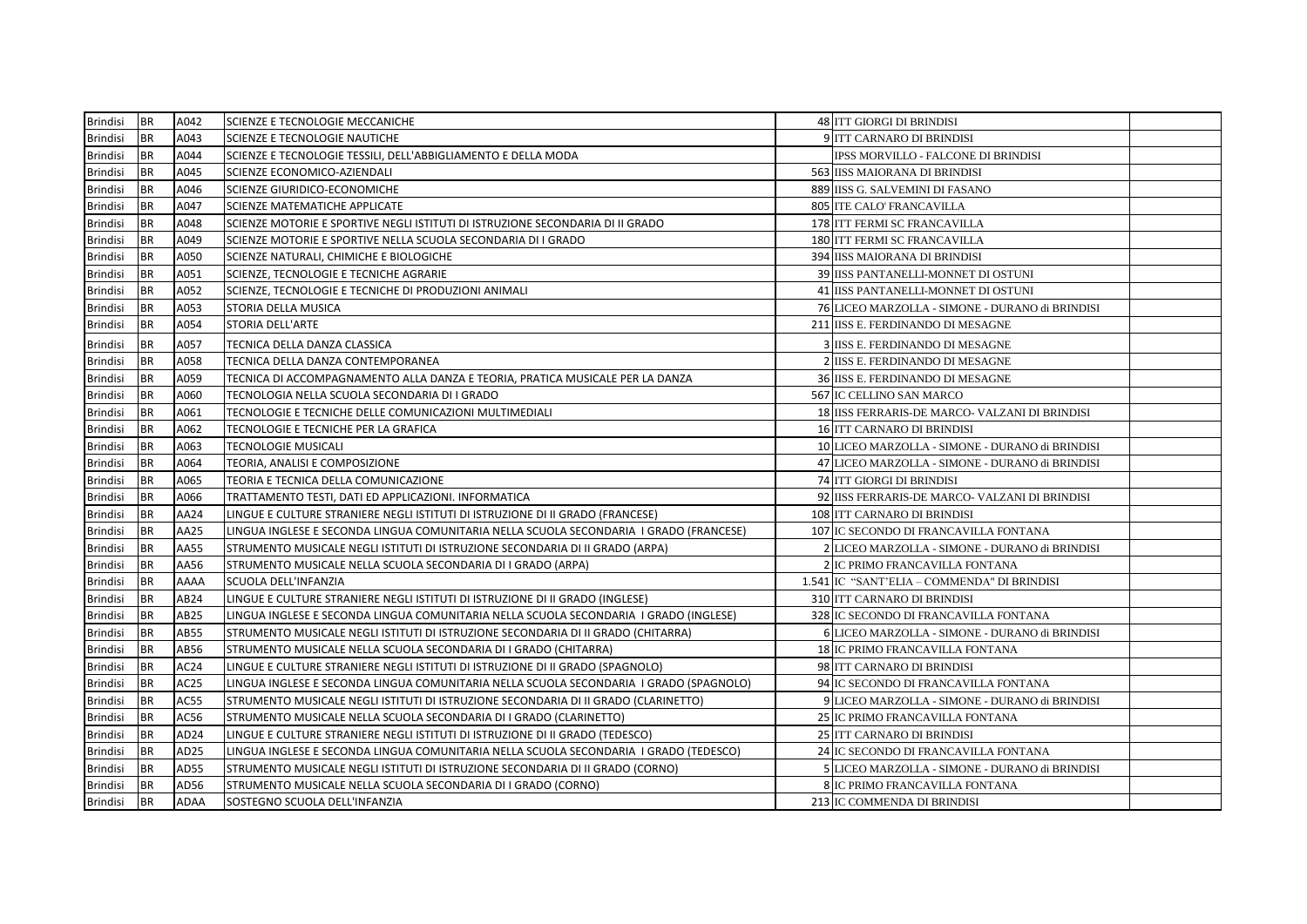| | | | | | | |
|---|---|---|---|---|---|---|
| Brindisi | BR | A042 | SCIENZE E TECNOLOGIE MECCANICHE | 48 | ITT GIORGI DI BRINDISI | |
| Brindisi | BR | A043 | SCIENZE E TECNOLOGIE NAUTICHE | 9 | ITT CARNARO DI BRINDISI | |
| Brindisi | BR | A044 | SCIENZE E TECNOLOGIE TESSILI, DELL'ABBIGLIAMENTO E DELLA MODA | | IPSS MORVILLO - FALCONE DI BRINDISI | |
| Brindisi | BR | A045 | SCIENZE ECONOMICO-AZIENDALI | 563 | IISS MAIORANA DI BRINDISI | |
| Brindisi | BR | A046 | SCIENZE GIURIDICO-ECONOMICHE | 889 | IISS G. SALVEMINI DI FASANO | |
| Brindisi | BR | A047 | SCIENZE MATEMATICHE APPLICATE | 805 | ITE CALO' FRANCAVILLA | |
| Brindisi | BR | A048 | SCIENZE MOTORIE E SPORTIVE NEGLI ISTITUTI DI ISTRUZIONE SECONDARIA DI II GRADO | 178 | ITT FERMI SC FRANCAVILLA | |
| Brindisi | BR | A049 | SCIENZE MOTORIE E SPORTIVE NELLA SCUOLA SECONDARIA DI I GRADO | 180 | ITT FERMI SC FRANCAVILLA | |
| Brindisi | BR | A050 | SCIENZE NATURALI, CHIMICHE E BIOLOGICHE | 394 | IISS MAIORANA DI BRINDISI | |
| Brindisi | BR | A051 | SCIENZE, TECNOLOGIE E TECNICHE AGRARIE | 39 | IISS PANTANELLI-MONNET DI OSTUNI | |
| Brindisi | BR | A052 | SCIENZE, TECNOLOGIE E TECNICHE DI PRODUZIONI ANIMALI | 41 | IISS PANTANELLI-MONNET DI OSTUNI | |
| Brindisi | BR | A053 | STORIA DELLA MUSICA | 76 | LICEO MARZOLLA - SIMONE - DURANO di BRINDISI | |
| Brindisi | BR | A054 | STORIA DELL'ARTE | 211 | IISS E. FERDINANDO DI MESAGNE | |
| Brindisi | BR | A057 | TECNICA DELLA DANZA CLASSICA | 3 | IISS E. FERDINANDO DI MESAGNE | |
| Brindisi | BR | A058 | TECNICA DELLA DANZA CONTEMPORANEA | 2 | IISS E. FERDINANDO DI MESAGNE | |
| Brindisi | BR | A059 | TECNICA DI ACCOMPAGNAMENTO ALLA DANZA E TEORIA, PRATICA MUSICALE PER LA DANZA | 36 | IISS E. FERDINANDO DI MESAGNE | |
| Brindisi | BR | A060 | TECNOLOGIA NELLA SCUOLA SECONDARIA DI I GRADO | 567 | IC CELLINO SAN MARCO | |
| Brindisi | BR | A061 | TECNOLOGIE E TECNICHE DELLE COMUNICAZIONI MULTIMEDIALI | 18 | IISS FERRARIS-DE MARCO- VALZANI DI BRINDISI | |
| Brindisi | BR | A062 | TECNOLOGIE E TECNICHE PER LA GRAFICA | 16 | ITT CARNARO DI BRINDISI | |
| Brindisi | BR | A063 | TECNOLOGIE MUSICALI | 10 | LICEO MARZOLLA - SIMONE - DURANO di BRINDISI | |
| Brindisi | BR | A064 | TEORIA, ANALISI E COMPOSIZIONE | 47 | LICEO MARZOLLA - SIMONE - DURANO di BRINDISI | |
| Brindisi | BR | A065 | TEORIA E TECNICA DELLA COMUNICAZIONE | 74 | ITT GIORGI DI BRINDISI | |
| Brindisi | BR | A066 | TRATTAMENTO TESTI, DATI ED APPLICAZIONI. INFORMATICA | 92 | IISS FERRARIS-DE MARCO- VALZANI DI BRINDISI | |
| Brindisi | BR | AA24 | LINGUE E CULTURE STRANIERE NEGLI ISTITUTI DI ISTRUZIONE DI II GRADO (FRANCESE) | 108 | ITT CARNARO DI BRINDISI | |
| Brindisi | BR | AA25 | LINGUA INGLESE E SECONDA LINGUA COMUNITARIA NELLA SCUOLA SECONDARIA I GRADO (FRANCESE) | 107 | IC SECONDO DI FRANCAVILLA FONTANA | |
| Brindisi | BR | AA55 | STRUMENTO MUSICALE NEGLI ISTITUTI DI ISTRUZIONE SECONDARIA DI II GRADO (ARPA) | 2 | LICEO MARZOLLA - SIMONE - DURANO di BRINDISI | |
| Brindisi | BR | AA56 | STRUMENTO MUSICALE NELLA SCUOLA SECONDARIA DI I GRADO (ARPA) | 2 | IC PRIMO FRANCAVILLA FONTANA | |
| Brindisi | BR | AAAA | SCUOLA DELL'INFANZIA | 1.541 | IC "SANT'ELIA – COMMENDA" DI BRINDISI | |
| Brindisi | BR | AB24 | LINGUE E CULTURE STRANIERE NEGLI ISTITUTI DI ISTRUZIONE DI II GRADO (INGLESE) | 310 | ITT CARNARO DI BRINDISI | |
| Brindisi | BR | AB25 | LINGUA INGLESE E SECONDA LINGUA COMUNITARIA NELLA SCUOLA SECONDARIA I GRADO (INGLESE) | 328 | IC SECONDO DI FRANCAVILLA FONTANA | |
| Brindisi | BR | AB55 | STRUMENTO MUSICALE NEGLI ISTITUTI DI ISTRUZIONE SECONDARIA DI II GRADO (CHITARRA) | 6 | LICEO MARZOLLA - SIMONE - DURANO di BRINDISI | |
| Brindisi | BR | AB56 | STRUMENTO MUSICALE NELLA SCUOLA SECONDARIA DI I GRADO (CHITARRA) | 18 | IC PRIMO FRANCAVILLA FONTANA | |
| Brindisi | BR | AC24 | LINGUE E CULTURE STRANIERE NEGLI ISTITUTI DI ISTRUZIONE DI II GRADO (SPAGNOLO) | 98 | ITT CARNARO DI BRINDISI | |
| Brindisi | BR | AC25 | LINGUA INGLESE E SECONDA LINGUA COMUNITARIA NELLA SCUOLA SECONDARIA I GRADO (SPAGNOLO) | 94 | IC SECONDO DI FRANCAVILLA FONTANA | |
| Brindisi | BR | AC55 | STRUMENTO MUSICALE NEGLI ISTITUTI DI ISTRUZIONE SECONDARIA DI II GRADO (CLARINETTO) | 9 | LICEO MARZOLLA - SIMONE - DURANO di BRINDISI | |
| Brindisi | BR | AC56 | STRUMENTO MUSICALE NELLA SCUOLA SECONDARIA DI I GRADO (CLARINETTO) | 25 | IC PRIMO FRANCAVILLA FONTANA | |
| Brindisi | BR | AD24 | LINGUE E CULTURE STRANIERE NEGLI ISTITUTI DI ISTRUZIONE DI II GRADO (TEDESCO) | 25 | ITT CARNARO DI BRINDISI | |
| Brindisi | BR | AD25 | LINGUA INGLESE E SECONDA LINGUA COMUNITARIA NELLA SCUOLA SECONDARIA I GRADO (TEDESCO) | 24 | IC SECONDO DI FRANCAVILLA FONTANA | |
| Brindisi | BR | AD55 | STRUMENTO MUSICALE NEGLI ISTITUTI DI ISTRUZIONE SECONDARIA DI II GRADO (CORNO) | 5 | LICEO MARZOLLA - SIMONE - DURANO di BRINDISI | |
| Brindisi | BR | AD56 | STRUMENTO MUSICALE NELLA SCUOLA SECONDARIA DI I GRADO (CORNO) | 8 | IC PRIMO FRANCAVILLA FONTANA | |
| Brindisi | BR | ADAA | SOSTEGNO SCUOLA DELL'INFANZIA | 213 | IC COMMENDA DI BRINDISI | |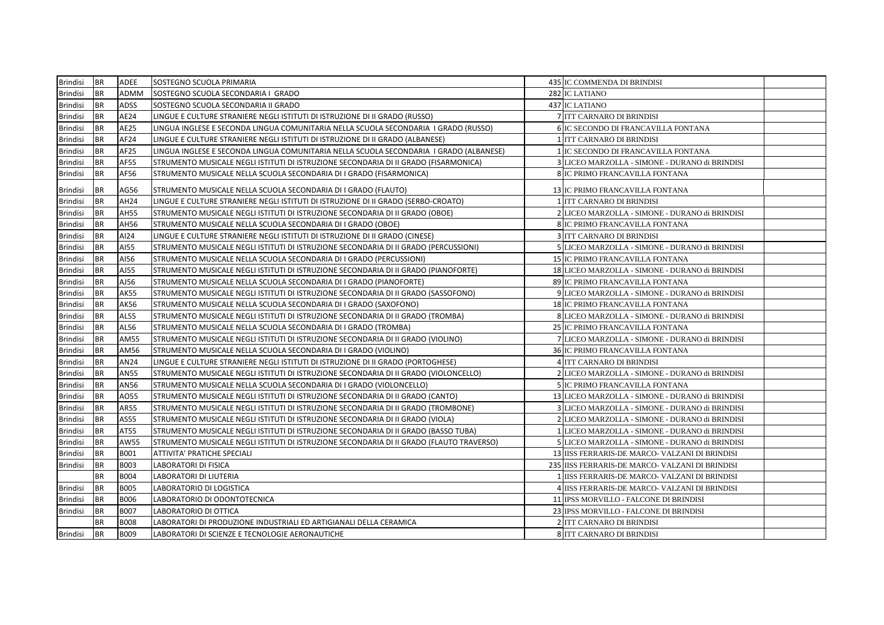| Brindisi | BR | ADEE | SOSTEGNO SCUOLA PRIMARIA | 435 | IC COMMENDA DI BRINDISI | |
|---|---|---|---|---|---|---|
| Brindisi | BR | ADMM | SOSTEGNO SCUOLA SECONDARIA I GRADO | 282 | IC LATIANO | |
| Brindisi | BR | ADSS | SOSTEGNO SCUOLA SECONDARIA II GRADO | 437 | IC LATIANO | |
| Brindisi | BR | AE24 | LINGUE E CULTURE STRANIERE NEGLI ISTITUTI DI ISTRUZIONE DI II GRADO (RUSSO) | 7 | ITT CARNARO DI BRINDISI | |
| Brindisi | BR | AE25 | LINGUA INGLESE E SECONDA LINGUA COMUNITARIA NELLA SCUOLA SECONDARIA I GRADO (RUSSO) | 6 | IC SECONDO DI FRANCAVILLA FONTANA | |
| Brindisi | BR | AF24 | LINGUE E CULTURE STRANIERE NEGLI ISTITUTI DI ISTRUZIONE DI II GRADO (ALBANESE) | 1 | ITT CARNARO DI BRINDISI | |
| Brindisi | BR | AF25 | LINGUA INGLESE E SECONDA LINGUA COMUNITARIA NELLA SCUOLA SECONDARIA I GRADO (ALBANESE) | 1 | IC SECONDO DI FRANCAVILLA FONTANA | |
| Brindisi | BR | AF55 | STRUMENTO MUSICALE NEGLI ISTITUTI DI ISTRUZIONE SECONDARIA DI II GRADO (FISARMONICA) | 3 | LICEO MARZOLLA - SIMONE - DURANO di BRINDISI | |
| Brindisi | BR | AF56 | STRUMENTO MUSICALE NELLA SCUOLA SECONDARIA DI I GRADO (FISARMONICA) | 8 | IC PRIMO FRANCAVILLA FONTANA | |
| Brindisi | BR | AG56 | STRUMENTO MUSICALE NELLA SCUOLA SECONDARIA DI I GRADO (FLAUTO) | 13 | IC PRIMO FRANCAVILLA FONTANA | |
| Brindisi | BR | AH24 | LINGUE E CULTURE STRANIERE NEGLI ISTITUTI DI ISTRUZIONE DI II GRADO (SERBO-CROATO) | 1 | ITT CARNARO DI BRINDISI | |
| Brindisi | BR | AH55 | STRUMENTO MUSICALE NEGLI ISTITUTI DI ISTRUZIONE SECONDARIA DI II GRADO (OBOE) | 2 | LICEO MARZOLLA - SIMONE - DURANO di BRINDISI | |
| Brindisi | BR | AH56 | STRUMENTO MUSICALE NELLA SCUOLA SECONDARIA DI I GRADO (OBOE) | 8 | IC PRIMO FRANCAVILLA FONTANA | |
| Brindisi | BR | AI24 | LINGUE E CULTURE STRANIERE NEGLI ISTITUTI DI ISTRUZIONE DI II GRADO (CINESE) | 3 | ITT CARNARO DI BRINDISI | |
| Brindisi | BR | AI55 | STRUMENTO MUSICALE NEGLI ISTITUTI DI ISTRUZIONE SECONDARIA DI II GRADO (PERCUSSIONI) | 5 | LICEO MARZOLLA - SIMONE - DURANO di BRINDISI | |
| Brindisi | BR | AI56 | STRUMENTO MUSICALE NELLA SCUOLA SECONDARIA DI I GRADO (PERCUSSIONI) | 15 | IC PRIMO FRANCAVILLA FONTANA | |
| Brindisi | BR | AJ55 | STRUMENTO MUSICALE NEGLI ISTITUTI DI ISTRUZIONE SECONDARIA DI II GRADO (PIANOFORTE) | 18 | LICEO MARZOLLA - SIMONE - DURANO di BRINDISI | |
| Brindisi | BR | AJ56 | STRUMENTO MUSICALE NELLA SCUOLA SECONDARIA DI I GRADO (PIANOFORTE) | 89 | IC PRIMO FRANCAVILLA FONTANA | |
| Brindisi | BR | AK55 | STRUMENTO MUSICALE NEGLI ISTITUTI DI ISTRUZIONE SECONDARIA DI II GRADO (SASSOFONO) | 9 | LICEO MARZOLLA - SIMONE - DURANO di BRINDISI | |
| Brindisi | BR | AK56 | STRUMENTO MUSICALE NELLA SCUOLA SECONDARIA DI I GRADO (SAXOFONO) | 18 | IC PRIMO FRANCAVILLA FONTANA | |
| Brindisi | BR | AL55 | STRUMENTO MUSICALE NEGLI ISTITUTI DI ISTRUZIONE SECONDARIA DI II GRADO (TROMBA) | 8 | LICEO MARZOLLA - SIMONE - DURANO di BRINDISI | |
| Brindisi | BR | AL56 | STRUMENTO MUSICALE NELLA SCUOLA SECONDARIA DI I GRADO (TROMBA) | 25 | IC PRIMO FRANCAVILLA FONTANA | |
| Brindisi | BR | AM55 | STRUMENTO MUSICALE NEGLI ISTITUTI DI ISTRUZIONE SECONDARIA DI II GRADO (VIOLINO) | 7 | LICEO MARZOLLA - SIMONE - DURANO di BRINDISI | |
| Brindisi | BR | AM56 | STRUMENTO MUSICALE NELLA SCUOLA SECONDARIA DI I GRADO (VIOLINO) | 36 | IC PRIMO FRANCAVILLA FONTANA | |
| Brindisi | BR | AN24 | LINGUE E CULTURE STRANIERE NEGLI ISTITUTI DI ISTRUZIONE DI II GRADO (PORTOGHESE) | 4 | ITT CARNARO DI BRINDISI | |
| Brindisi | BR | AN55 | STRUMENTO MUSICALE NEGLI ISTITUTI DI ISTRUZIONE SECONDARIA DI II GRADO (VIOLONCELLO) | 2 | LICEO MARZOLLA - SIMONE - DURANO di BRINDISI | |
| Brindisi | BR | AN56 | STRUMENTO MUSICALE NELLA SCUOLA SECONDARIA DI I GRADO (VIOLONCELLO) | 5 | IC PRIMO FRANCAVILLA FONTANA | |
| Brindisi | BR | AO55 | STRUMENTO MUSICALE NEGLI ISTITUTI DI ISTRUZIONE SECONDARIA DI II GRADO (CANTO) | 13 | LICEO MARZOLLA - SIMONE - DURANO di BRINDISI | |
| Brindisi | BR | AR55 | STRUMENTO MUSICALE NEGLI ISTITUTI DI ISTRUZIONE SECONDARIA DI II GRADO (TROMBONE) | 3 | LICEO MARZOLLA - SIMONE - DURANO di BRINDISI | |
| Brindisi | BR | AS55 | STRUMENTO MUSICALE NEGLI ISTITUTI DI ISTRUZIONE SECONDARIA DI II GRADO (VIOLA) | 2 | LICEO MARZOLLA - SIMONE - DURANO di BRINDISI | |
| Brindisi | BR | AT55 | STRUMENTO MUSICALE NEGLI ISTITUTI DI ISTRUZIONE SECONDARIA DI II GRADO (BASSO TUBA) | 1 | LICEO MARZOLLA - SIMONE - DURANO di BRINDISI | |
| Brindisi | BR | AW55 | STRUMENTO MUSICALE NEGLI ISTITUTI DI ISTRUZIONE SECONDARIA DI II GRADO (FLAUTO TRAVERSO) | 5 | LICEO MARZOLLA - SIMONE - DURANO di BRINDISI | |
| Brindisi | BR | B001 | ATTIVITA' PRATICHE SPECIALI | 13 | IISS FERRARIS-DE MARCO- VALZANI DI BRINDISI | |
| Brindisi | BR | B003 | LABORATORI DI FISICA | 235 | IISS FERRARIS-DE MARCO- VALZANI DI BRINDISI | |
| | BR | B004 | LABORATORI DI LIUTERIA | 1 | IISS FERRARIS-DE MARCO- VALZANI DI BRINDISI | |
| Brindisi | BR | B005 | LABORATORIO DI LOGISTICA | 4 | IISS FERRARIS-DE MARCO- VALZANI DI BRINDISI | |
| Brindisi | BR | B006 | LABORATORIO DI ODONTOTECNICA | 11 | IPSS MORVILLO - FALCONE DI BRINDISI | |
| Brindisi | BR | B007 | LABORATORIO DI OTTICA | 23 | IPSS MORVILLO - FALCONE DI BRINDISI | |
| | BR | B008 | LABORATORI DI PRODUZIONE INDUSTRIALI ED ARTIGIANALI DELLA CERAMICA | 2 | ITT CARNARO DI BRINDISI | |
| Brindisi | BR | B009 | LABORATORI DI SCIENZE E TECNOLOGIE AERONAUTICHE | 8 | ITT CARNARO DI BRINDISI | |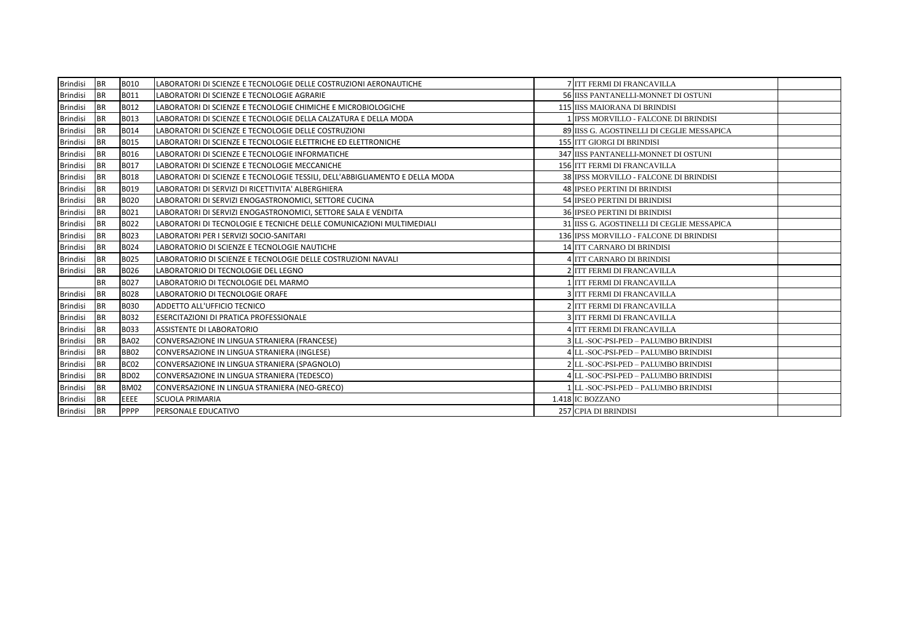| | | | | | | |
|---|---|---|---|---|---|---|
| Brindisi | BR | B010 | LABORATORI DI SCIENZE E TECNOLOGIE DELLE COSTRUZIONI AERONAUTICHE | 7 | ITT FERMI DI FRANCAVILLA | |
| Brindisi | BR | B011 | LABORATORI DI SCIENZE E TECNOLOGIE AGRARIE | 56 | IISS PANTANELLI-MONNET DI OSTUNI | |
| Brindisi | BR | B012 | LABORATORI DI SCIENZE E TECNOLOGIE CHIMICHE E MICROBIOLOGICHE | 115 | IISS MAIORANA DI BRINDISI | |
| Brindisi | BR | B013 | LABORATORI DI SCIENZE E TECNOLOGIE DELLA CALZATURA E DELLA MODA | 1 | IPSS MORVILLO - FALCONE DI BRINDISI | |
| Brindisi | BR | B014 | LABORATORI DI SCIENZE E TECNOLOGIE DELLE COSTRUZIONI | 89 | IISS G. AGOSTINELLI DI CEGLIE MESSAPICA | |
| Brindisi | BR | B015 | LABORATORI DI SCIENZE E TECNOLOGIE ELETTRICHE ED ELETTRONICHE | 155 | ITT GIORGI DI BRINDISI | |
| Brindisi | BR | B016 | LABORATORI DI SCIENZE E TECNOLOGIE INFORMATICHE | 347 | IISS PANTANELLI-MONNET DI OSTUNI | |
| Brindisi | BR | B017 | LABORATORI DI SCIENZE E TECNOLOGIE MECCANICHE | 156 | ITT FERMI DI FRANCAVILLA | |
| Brindisi | BR | B018 | LABORATORI DI SCIENZE E TECNOLOGIE TESSILI, DELL'ABBIGLIAMENTO E DELLA MODA | 38 | IPSS MORVILLO - FALCONE DI BRINDISI | |
| Brindisi | BR | B019 | LABORATORI DI SERVIZI DI RICETTIVITA' ALBERGHIERA | 48 | IPSEO PERTINI DI BRINDISI | |
| Brindisi | BR | B020 | LABORATORI DI SERVIZI ENOGASTRONOMICI, SETTORE CUCINA | 54 | IPSEO PERTINI DI BRINDISI | |
| Brindisi | BR | B021 | LABORATORI DI SERVIZI ENOGASTRONOMICI, SETTORE SALA E VENDITA | 36 | IPSEO PERTINI DI BRINDISI | |
| Brindisi | BR | B022 | LABORATORI DI TECNOLOGIE E TECNICHE DELLE COMUNICAZIONI MULTIMEDIALI | 31 | IISS G. AGOSTINELLI DI CEGLIE MESSAPICA | |
| Brindisi | BR | B023 | LABORATORI PER I SERVIZI SOCIO-SANITARI | 136 | IPSS MORVILLO - FALCONE DI BRINDISI | |
| Brindisi | BR | B024 | LABORATORIO DI SCIENZE E TECNOLOGIE NAUTICHE | 14 | ITT CARNARO DI BRINDISI | |
| Brindisi | BR | B025 | LABORATORIO DI SCIENZE E TECNOLOGIE DELLE COSTRUZIONI NAVALI | 4 | ITT CARNARO DI BRINDISI | |
| Brindisi | BR | B026 | LABORATORIO DI TECNOLOGIE DEL LEGNO | 2 | ITT FERMI DI FRANCAVILLA | |
| | BR | B027 | LABORATORIO DI TECNOLOGIE DEL MARMO | 1 | ITT FERMI DI FRANCAVILLA | |
| Brindisi | BR | B028 | LABORATORIO DI TECNOLOGIE ORAFE | 3 | ITT FERMI DI FRANCAVILLA | |
| Brindisi | BR | B030 | ADDETTO ALL'UFFICIO TECNICO | 2 | ITT FERMI DI FRANCAVILLA | |
| Brindisi | BR | B032 | ESERCITAZIONI DI PRATICA PROFESSIONALE | 3 | ITT FERMI DI FRANCAVILLA | |
| Brindisi | BR | B033 | ASSISTENTE DI LABORATORIO | 4 | ITT FERMI DI FRANCAVILLA | |
| Brindisi | BR | BA02 | CONVERSAZIONE IN LINGUA STRANIERA (FRANCESE) | 3 | LL -SOC-PSI-PED – PALUMBO BRINDISI | |
| Brindisi | BR | BB02 | CONVERSAZIONE IN LINGUA STRANIERA (INGLESE) | 4 | LL -SOC-PSI-PED – PALUMBO BRINDISI | |
| Brindisi | BR | BC02 | CONVERSAZIONE IN LINGUA STRANIERA (SPAGNOLO) | 2 | LL -SOC-PSI-PED – PALUMBO BRINDISI | |
| Brindisi | BR | BD02 | CONVERSAZIONE IN LINGUA STRANIERA (TEDESCO) | 4 | LL -SOC-PSI-PED – PALUMBO BRINDISI | |
| Brindisi | BR | BM02 | CONVERSAZIONE IN LINGUA STRANIERA (NEO-GRECO) | 1 | LL -SOC-PSI-PED – PALUMBO BRINDISI | |
| Brindisi | BR | EEEE | SCUOLA PRIMARIA | 1.418 | IC BOZZANO | |
| Brindisi | BR | PPPP | PERSONALE EDUCATIVO | 257 | CPIA DI BRINDISI | |